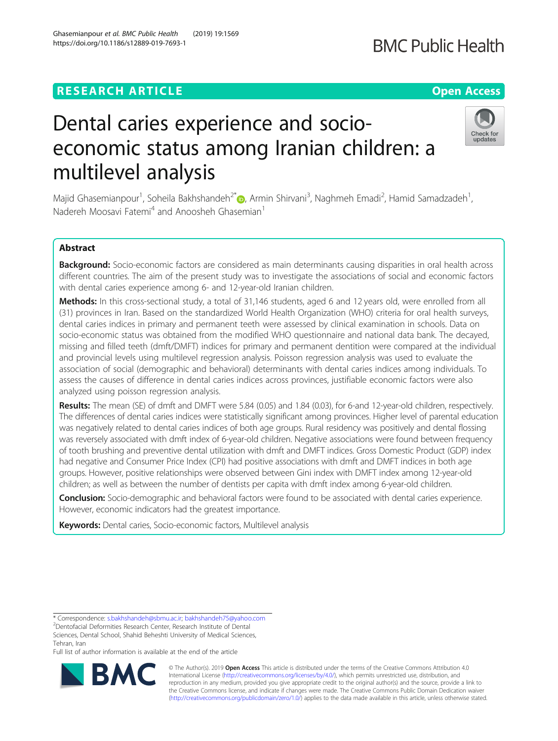RESEARCH ARTICLE

Open Access

# Dental caries experience and socio-economic status among Iranian children: a multilevel analysis

Majid Ghasemianpour[1], Soheila Bakhshandeh[2*], Armin Shirvani[3], Naghmeh Emadi[2], Hamid Samadzadeh[1], Nadereh Moosavi Fatemi[4] and Anoosheh Ghasemian[1]

## Abstract

**Background:** Socio-economic factors are considered as main determinants causing disparities in oral health across different countries. The aim of the present study was to investigate the associations of social and economic factors with dental caries experience among 6- and 12-year-old Iranian children.

**Methods:** In this cross-sectional study, a total of 31,146 students, aged 6 and 12 years old, were enrolled from all (31) provinces in Iran. Based on the standardized World Health Organization (WHO) criteria for oral health surveys, dental caries indices in primary and permanent teeth were assessed by clinical examination in schools. Data on socio-economic status was obtained from the modified WHO questionnaire and national data bank. The decayed, missing and filled teeth (dmft/DMFT) indices for primary and permanent dentition were compared at the individual and provincial levels using multilevel regression analysis. Poisson regression analysis was used to evaluate the association of social (demographic and behavioral) determinants with dental caries indices among individuals. To assess the causes of difference in dental caries indices across provinces, justifiable economic factors were also analyzed using poisson regression analysis.

**Results:** The mean (SE) of dmft and DMFT were 5.84 (0.05) and 1.84 (0.03), for 6-and 12-year-old children, respectively. The differences of dental caries indices were statistically significant among provinces. Higher level of parental education was negatively related to dental caries indices of both age groups. Rural residency was positively and dental flossing was reversely associated with dmft index of 6-year-old children. Negative associations were found between frequency of tooth brushing and preventive dental utilization with dmft and DMFT indices. Gross Domestic Product (GDP) index had negative and Consumer Price Index (CPI) had positive associations with dmft and DMFT indices in both age groups. However, positive relationships were observed between Gini index with DMFT index among 12-year-old children; as well as between the number of dentists per capita with dmft index among 6-year-old children.

**Conclusion:** Socio-demographic and behavioral factors were found to be associated with dental caries experience. However, economic indicators had the greatest importance.

**Keywords:** Dental caries, Socio-economic factors, Multilevel analysis

---

* Correspondence: s.bakhshandeh@sbmu.ac.ir; bakhshandeh75@yahoo.com
[2]Dentofacial Deformities Research Center, Research Institute of Dental Sciences, Dental School, Shahid Beheshti University of Medical Sciences, Tehran, Iran
Full list of author information is available at the end of the article

© The Author(s). 2019 **Open Access** This article is distributed under the terms of the Creative Commons Attribution 4.0 International License (http://creativecommons.org/licenses/by/4.0/), which permits unrestricted use, distribution, and reproduction in any medium, provided you give appropriate credit to the original author(s) and the source, provide a link to the Creative Commons license, and indicate if changes were made. The Creative Commons Public Domain Dedication waiver (http://creativecommons.org/publicdomain/zero/1.0/) applies to the data made available in this article, unless otherwise stated.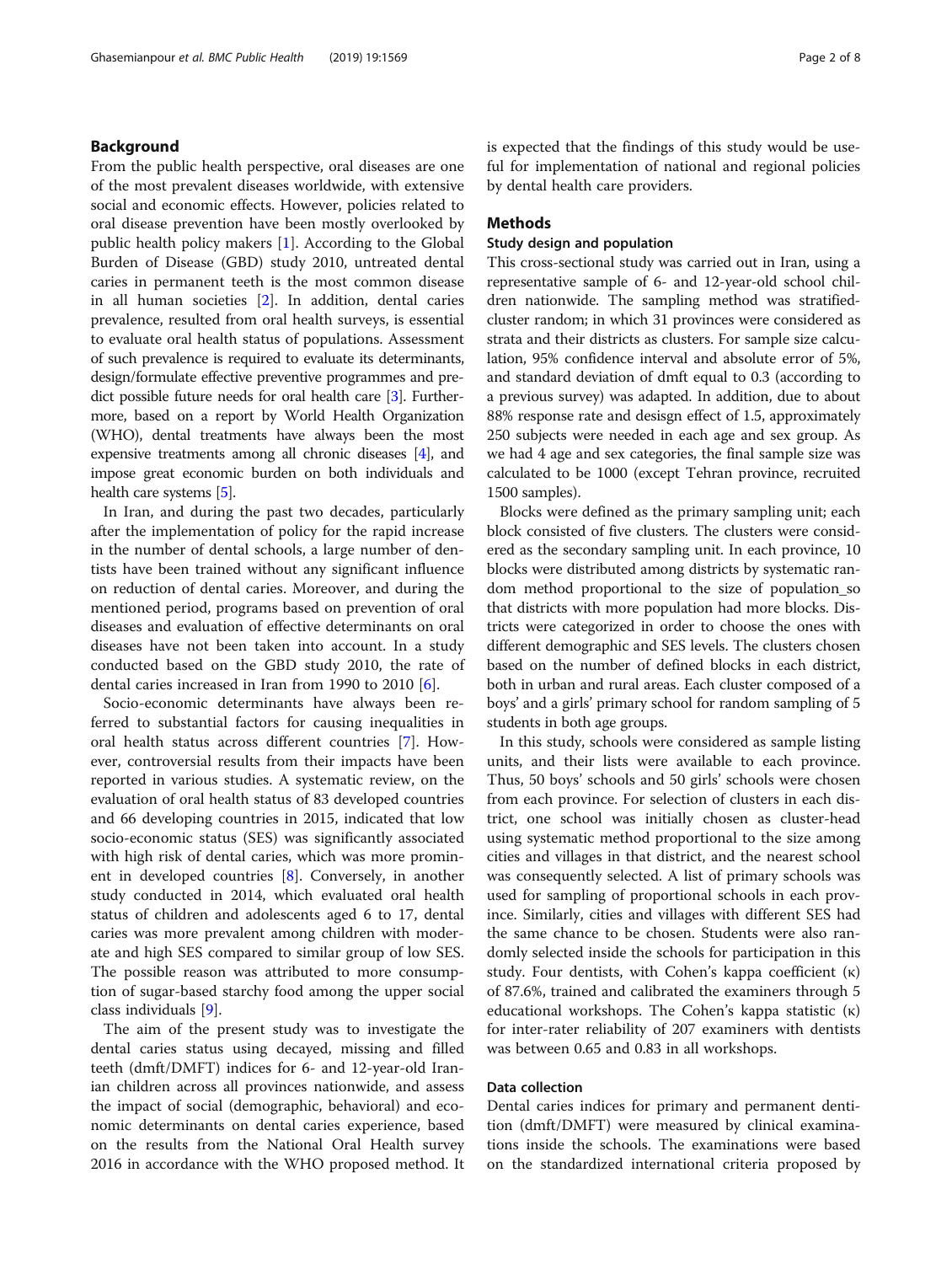## Background

From the public health perspective, oral diseases are one of the most prevalent diseases worldwide, with extensive social and economic effects. However, policies related to oral disease prevention have been mostly overlooked by public health policy makers [1]. According to the Global Burden of Disease (GBD) study 2010, untreated dental caries in permanent teeth is the most common disease in all human societies [2]. In addition, dental caries prevalence, resulted from oral health surveys, is essential to evaluate oral health status of populations. Assessment of such prevalence is required to evaluate its determinants, design/formulate effective preventive programmes and predict possible future needs for oral health care [3]. Furthermore, based on a report by World Health Organization (WHO), dental treatments have always been the most expensive treatments among all chronic diseases [4], and impose great economic burden on both individuals and health care systems [5].

In Iran, and during the past two decades, particularly after the implementation of policy for the rapid increase in the number of dental schools, a large number of dentists have been trained without any significant influence on reduction of dental caries. Moreover, and during the mentioned period, programs based on prevention of oral diseases and evaluation of effective determinants on oral diseases have not been taken into account. In a study conducted based on the GBD study 2010, the rate of dental caries increased in Iran from 1990 to 2010 [6].

Socio-economic determinants have always been referred to substantial factors for causing inequalities in oral health status across different countries [7]. However, controversial results from their impacts have been reported in various studies. A systematic review, on the evaluation of oral health status of 83 developed countries and 66 developing countries in 2015, indicated that low socio-economic status (SES) was significantly associated with high risk of dental caries, which was more prominent in developed countries [8]. Conversely, in another study conducted in 2014, which evaluated oral health status of children and adolescents aged 6 to 17, dental caries was more prevalent among children with moderate and high SES compared to similar group of low SES. The possible reason was attributed to more consumption of sugar-based starchy food among the upper social class individuals [9].

The aim of the present study was to investigate the dental caries status using decayed, missing and filled teeth (dmft/DMFT) indices for 6- and 12-year-old Iranian children across all provinces nationwide, and assess the impact of social (demographic, behavioral) and economic determinants on dental caries experience, based on the results from the National Oral Health survey 2016 in accordance with the WHO proposed method. It is expected that the findings of this study would be useful for implementation of national and regional policies by dental health care providers.

## Methods

### Study design and population

This cross-sectional study was carried out in Iran, using a representative sample of 6- and 12-year-old school children nationwide. The sampling method was stratified-cluster random; in which 31 provinces were considered as strata and their districts as clusters. For sample size calculation, 95% confidence interval and absolute error of 5%, and standard deviation of dmft equal to 0.3 (according to a previous survey) was adapted. In addition, due to about 88% response rate and desisgn effect of 1.5, approximately 250 subjects were needed in each age and sex group. As we had 4 age and sex categories, the final sample size was calculated to be 1000 (except Tehran province, recruited 1500 samples).

Blocks were defined as the primary sampling unit; each block consisted of five clusters. The clusters were considered as the secondary sampling unit. In each province, 10 blocks were distributed among districts by systematic random method proportional to the size of population_so that districts with more population had more blocks. Districts were categorized in order to choose the ones with different demographic and SES levels. The clusters chosen based on the number of defined blocks in each district, both in urban and rural areas. Each cluster composed of a boys' and a girls' primary school for random sampling of 5 students in both age groups.

In this study, schools were considered as sample listing units, and their lists were available to each province. Thus, 50 boys' schools and 50 girls' schools were chosen from each province. For selection of clusters in each district, one school was initially chosen as cluster-head using systematic method proportional to the size among cities and villages in that district, and the nearest school was consequently selected. A list of primary schools was used for sampling of proportional schools in each province. Similarly, cities and villages with different SES had the same chance to be chosen. Students were also randomly selected inside the schools for participation in this study. Four dentists, with Cohen's kappa coefficient (κ) of 87.6%, trained and calibrated the examiners through 5 educational workshops. The Cohen's kappa statistic (κ) for inter-rater reliability of 207 examiners with dentists was between 0.65 and 0.83 in all workshops.

### Data collection

Dental caries indices for primary and permanent dentition (dmft/DMFT) were measured by clinical examinations inside the schools. The examinations were based on the standardized international criteria proposed by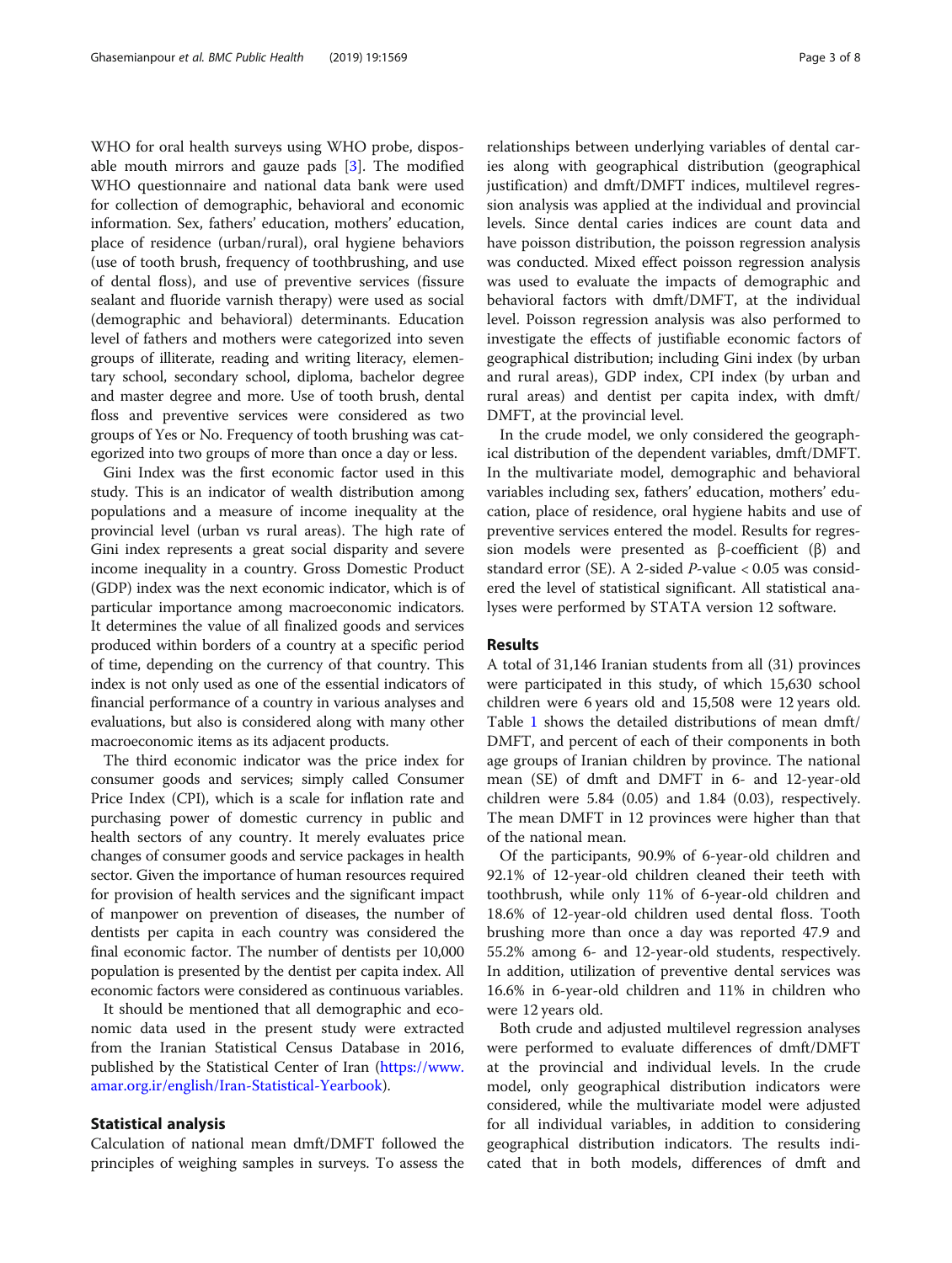WHO for oral health surveys using WHO probe, disposable mouth mirrors and gauze pads [3]. The modified WHO questionnaire and national data bank were used for collection of demographic, behavioral and economic information. Sex, fathers' education, mothers' education, place of residence (urban/rural), oral hygiene behaviors (use of tooth brush, frequency of toothbrushing, and use of dental floss), and use of preventive services (fissure sealant and fluoride varnish therapy) were used as social (demographic and behavioral) determinants. Education level of fathers and mothers were categorized into seven groups of illiterate, reading and writing literacy, elementary school, secondary school, diploma, bachelor degree and master degree and more. Use of tooth brush, dental floss and preventive services were considered as two groups of Yes or No. Frequency of tooth brushing was categorized into two groups of more than once a day or less.

Gini Index was the first economic factor used in this study. This is an indicator of wealth distribution among populations and a measure of income inequality at the provincial level (urban vs rural areas). The high rate of Gini index represents a great social disparity and severe income inequality in a country. Gross Domestic Product (GDP) index was the next economic indicator, which is of particular importance among macroeconomic indicators. It determines the value of all finalized goods and services produced within borders of a country at a specific period of time, depending on the currency of that country. This index is not only used as one of the essential indicators of financial performance of a country in various analyses and evaluations, but also is considered along with many other macroeconomic items as its adjacent products.

The third economic indicator was the price index for consumer goods and services; simply called Consumer Price Index (CPI), which is a scale for inflation rate and purchasing power of domestic currency in public and health sectors of any country. It merely evaluates price changes of consumer goods and service packages in health sector. Given the importance of human resources required for provision of health services and the significant impact of manpower on prevention of diseases, the number of dentists per capita in each country was considered the final economic factor. The number of dentists per 10,000 population is presented by the dentist per capita index. All economic factors were considered as continuous variables.

It should be mentioned that all demographic and economic data used in the present study were extracted from the Iranian Statistical Census Database in 2016, published by the Statistical Center of Iran (https://www.amar.org.ir/english/Iran-Statistical-Yearbook).

## Statistical analysis

Calculation of national mean dmft/DMFT followed the principles of weighing samples in surveys. To assess the relationships between underlying variables of dental caries along with geographical distribution (geographical justification) and dmft/DMFT indices, multilevel regression analysis was applied at the individual and provincial levels. Since dental caries indices are count data and have poisson distribution, the poisson regression analysis was conducted. Mixed effect poisson regression analysis was used to evaluate the impacts of demographic and behavioral factors with dmft/DMFT, at the individual level. Poisson regression analysis was also performed to investigate the effects of justifiable economic factors of geographical distribution; including Gini index (by urban and rural areas), GDP index, CPI index (by urban and rural areas) and dentist per capita index, with dmft/DMFT, at the provincial level.

In the crude model, we only considered the geographical distribution of the dependent variables, dmft/DMFT. In the multivariate model, demographic and behavioral variables including sex, fathers' education, mothers' education, place of residence, oral hygiene habits and use of preventive services entered the model. Results for regression models were presented as β-coefficient (β) and standard error (SE). A 2-sided *P*-value < 0.05 was considered the level of statistical significant. All statistical analyses were performed by STATA version 12 software.

## Results

A total of 31,146 Iranian students from all (31) provinces were participated in this study, of which 15,630 school children were 6 years old and 15,508 were 12 years old. Table 1 shows the detailed distributions of mean dmft/DMFT, and percent of each of their components in both age groups of Iranian children by province. The national mean (SE) of dmft and DMFT in 6- and 12-year-old children were 5.84 (0.05) and 1.84 (0.03), respectively. The mean DMFT in 12 provinces were higher than that of the national mean.

Of the participants, 90.9% of 6-year-old children and 92.1% of 12-year-old children cleaned their teeth with toothbrush, while only 11% of 6-year-old children and 18.6% of 12-year-old children used dental floss. Tooth brushing more than once a day was reported 47.9 and 55.2% among 6- and 12-year-old students, respectively. In addition, utilization of preventive dental services was 16.6% in 6-year-old children and 11% in children who were 12 years old.

Both crude and adjusted multilevel regression analyses were performed to evaluate differences of dmft/DMFT at the provincial and individual levels. In the crude model, only geographical distribution indicators were considered, while the multivariate model were adjusted for all individual variables, in addition to considering geographical distribution indicators. The results indicated that in both models, differences of dmft and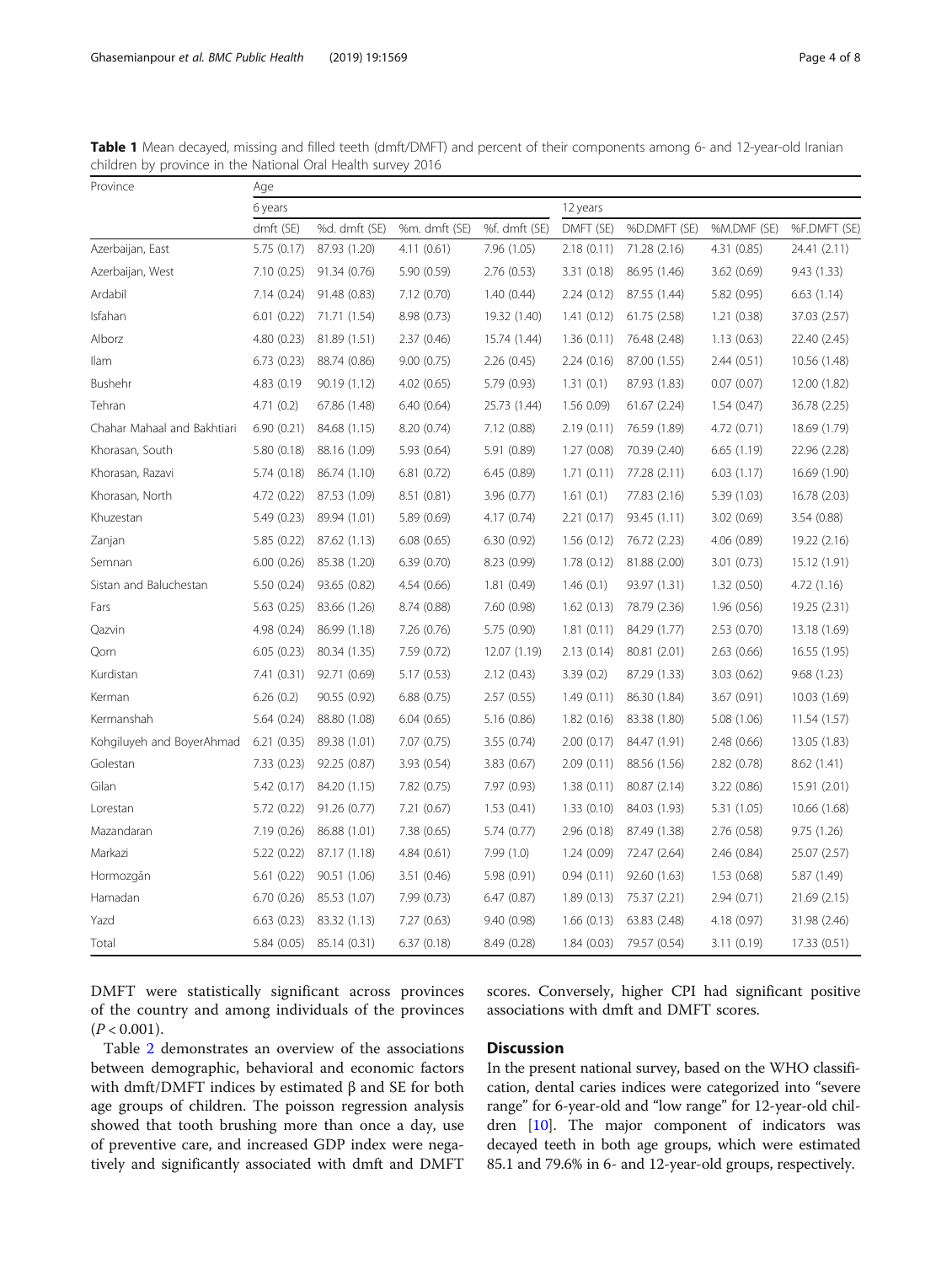**Table 1** Mean decayed, missing and filled teeth (dmft/DMFT) and percent of their components among 6- and 12-year-old Iranian children by province in the National Oral Health survey 2016

| Province | Age | | | | | | | |
|---|---|---|---|---|---|---|---|---|
| | 6 years | | | | 12 years | | | |
| | dmft (SE) | %d. dmft (SE) | %m. dmft (SE) | %f. dmft (SE) | DMFT (SE) | %D.DMFT (SE) | %M.DMF (SE) | %F.DMFT (SE) |
| Azerbaijan, East | 5.75 (0.17) | 87.93 (1.20) | 4.11 (0.61) | 7.96 (1.05) | 2.18 (0.11) | 71.28 (2.16) | 4.31 (0.85) | 24.41 (2.11) |
| Azerbaijan, West | 7.10 (0.25) | 91.34 (0.76) | 5.90 (0.59) | 2.76 (0.53) | 3.31 (0.18) | 86.95 (1.46) | 3.62 (0.69) | 9.43 (1.33) |
| Ardabil | 7.14 (0.24) | 91.48 (0.83) | 7.12 (0.70) | 1.40 (0.44) | 2.24 (0.12) | 87.55 (1.44) | 5.82 (0.95) | 6.63 (1.14) |
| Isfahan | 6.01 (0.22) | 71.71 (1.54) | 8.98 (0.73) | 19.32 (1.40) | 1.41 (0.12) | 61.75 (2.58) | 1.21 (0.38) | 37.03 (2.57) |
| Alborz | 4.80 (0.23) | 81.89 (1.51) | 2.37 (0.46) | 15.74 (1.44) | 1.36 (0.11) | 76.48 (2.48) | 1.13 (0.63) | 22.40 (2.45) |
| Ilam | 6.73 (0.23) | 88.74 (0.86) | 9.00 (0.75) | 2.26 (0.45) | 2.24 (0.16) | 87.00 (1.55) | 2.44 (0.51) | 10.56 (1.48) |
| Bushehr | 4.83 (0.19 | 90.19 (1.12) | 4.02 (0.65) | 5.79 (0.93) | 1.31 (0.1) | 87.93 (1.83) | 0.07 (0.07) | 12.00 (1.82) |
| Tehran | 4.71 (0.2) | 67.86 (1.48) | 6.40 (0.64) | 25.73 (1.44) | 1.56 0.09) | 61.67 (2.24) | 1.54 (0.47) | 36.78 (2.25) |
| Chahar Mahaal and Bakhtiari | 6.90 (0.21) | 84.68 (1.15) | 8.20 (0.74) | 7.12 (0.88) | 2.19 (0.11) | 76.59 (1.89) | 4.72 (0.71) | 18.69 (1.79) |
| Khorasan, South | 5.80 (0.18) | 88.16 (1.09) | 5.93 (0.64) | 5.91 (0.89) | 1.27 (0.08) | 70.39 (2.40) | 6.65 (1.19) | 22.96 (2.28) |
| Khorasan, Razavi | 5.74 (0.18) | 86.74 (1.10) | 6.81 (0.72) | 6.45 (0.89) | 1.71 (0.11) | 77.28 (2.11) | 6.03 (1.17) | 16.69 (1.90) |
| Khorasan, North | 4.72 (0.22) | 87.53 (1.09) | 8.51 (0.81) | 3.96 (0.77) | 1.61 (0.1) | 77.83 (2.16) | 5.39 (1.03) | 16.78 (2.03) |
| Khuzestan | 5.49 (0.23) | 89.94 (1.01) | 5.89 (0.69) | 4.17 (0.74) | 2.21 (0.17) | 93.45 (1.11) | 3.02 (0.69) | 3.54 (0.88) |
| Zanjan | 5.85 (0.22) | 87.62 (1.13) | 6.08 (0.65) | 6.30 (0.92) | 1.56 (0.12) | 76.72 (2.23) | 4.06 (0.89) | 19.22 (2.16) |
| Semnan | 6.00 (0.26) | 85.38 (1.20) | 6.39 (0.70) | 8.23 (0.99) | 1.78 (0.12) | 81.88 (2.00) | 3.01 (0.73) | 15.12 (1.91) |
| Sistan and Baluchestan | 5.50 (0.24) | 93.65 (0.82) | 4.54 (0.66) | 1.81 (0.49) | 1.46 (0.1) | 93.97 (1.31) | 1.32 (0.50) | 4.72 (1.16) |
| Fars | 5.63 (0.25) | 83.66 (1.26) | 8.74 (0.88) | 7.60 (0.98) | 1.62 (0.13) | 78.79 (2.36) | 1.96 (0.56) | 19.25 (2.31) |
| Qazvin | 4.98 (0.24) | 86.99 (1.18) | 7.26 (0.76) | 5.75 (0.90) | 1.81 (0.11) | 84.29 (1.77) | 2.53 (0.70) | 13.18 (1.69) |
| Qom | 6.05 (0.23) | 80.34 (1.35) | 7.59 (0.72) | 12.07 (1.19) | 2.13 (0.14) | 80.81 (2.01) | 2.63 (0.66) | 16.55 (1.95) |
| Kurdistan | 7.41 (0.31) | 92.71 (0.69) | 5.17 (0.53) | 2.12 (0.43) | 3.39 (0.2) | 87.29 (1.33) | 3.03 (0.62) | 9.68 (1.23) |
| Kerman | 6.26 (0.2) | 90.55 (0.92) | 6.88 (0.75) | 2.57 (0.55) | 1.49 (0.11) | 86.30 (1.84) | 3.67 (0.91) | 10.03 (1.69) |
| Kermanshah | 5.64 (0.24) | 88.80 (1.08) | 6.04 (0.65) | 5.16 (0.86) | 1.82 (0.16) | 83.38 (1.80) | 5.08 (1.06) | 11.54 (1.57) |
| Kohgiluyeh and BoyerAhmad | 6.21 (0.35) | 89.38 (1.01) | 7.07 (0.75) | 3.55 (0.74) | 2.00 (0.17) | 84.47 (1.91) | 2.48 (0.66) | 13.05 (1.83) |
| Golestan | 7.33 (0.23) | 92.25 (0.87) | 3.93 (0.54) | 3.83 (0.67) | 2.09 (0.11) | 88.56 (1.56) | 2.82 (0.78) | 8.62 (1.41) |
| Gilan | 5.42 (0.17) | 84.20 (1.15) | 7.82 (0.75) | 7.97 (0.93) | 1.38 (0.11) | 80.87 (2.14) | 3.22 (0.86) | 15.91 (2.01) |
| Lorestan | 5.72 (0.22) | 91.26 (0.77) | 7.21 (0.67) | 1.53 (0.41) | 1.33 (0.10) | 84.03 (1.93) | 5.31 (1.05) | 10.66 (1.68) |
| Mazandaran | 7.19 (0.26) | 86.88 (1.01) | 7.38 (0.65) | 5.74 (0.77) | 2.96 (0.18) | 87.49 (1.38) | 2.76 (0.58) | 9.75 (1.26) |
| Markazi | 5.22 (0.22) | 87.17 (1.18) | 4.84 (0.61) | 7.99 (1.0) | 1.24 (0.09) | 72.47 (2.64) | 2.46 (0.84) | 25.07 (2.57) |
| Hormozgān | 5.61 (0.22) | 90.51 (1.06) | 3.51 (0.46) | 5.98 (0.91) | 0.94 (0.11) | 92.60 (1.63) | 1.53 (0.68) | 5.87 (1.49) |
| Hamadan | 6.70 (0.26) | 85.53 (1.07) | 7.99 (0.73) | 6.47 (0.87) | 1.89 (0.13) | 75.37 (2.21) | 2.94 (0.71) | 21.69 (2.15) |
| Yazd | 6.63 (0.23) | 83.32 (1.13) | 7.27 (0.63) | 9.40 (0.98) | 1.66 (0.13) | 63.83 (2.48) | 4.18 (0.97) | 31.98 (2.46) |
| Total | 5.84 (0.05) | 85.14 (0.31) | 6.37 (0.18) | 8.49 (0.28) | 1.84 (0.03) | 79.57 (0.54) | 3.11 (0.19) | 17.33 (0.51) |

DMFT were statistically significant across provinces of the country and among individuals of the provinces ($P < 0.001$).

Table 2 demonstrates an overview of the associations between demographic, behavioral and economic factors with dmft/DMFT indices by estimated β and SE for both age groups of children. The poisson regression analysis showed that tooth brushing more than once a day, use of preventive care, and increased GDP index were negatively and significantly associated with dmft and DMFT scores. Conversely, higher CPI had significant positive associations with dmft and DMFT scores.

## Discussion

In the present national survey, based on the WHO classification, dental caries indices were categorized into "severe range" for 6-year-old and "low range" for 12-year-old children [10]. The major component of indicators was decayed teeth in both age groups, which were estimated 85.1 and 79.6% in 6- and 12-year-old groups, respectively.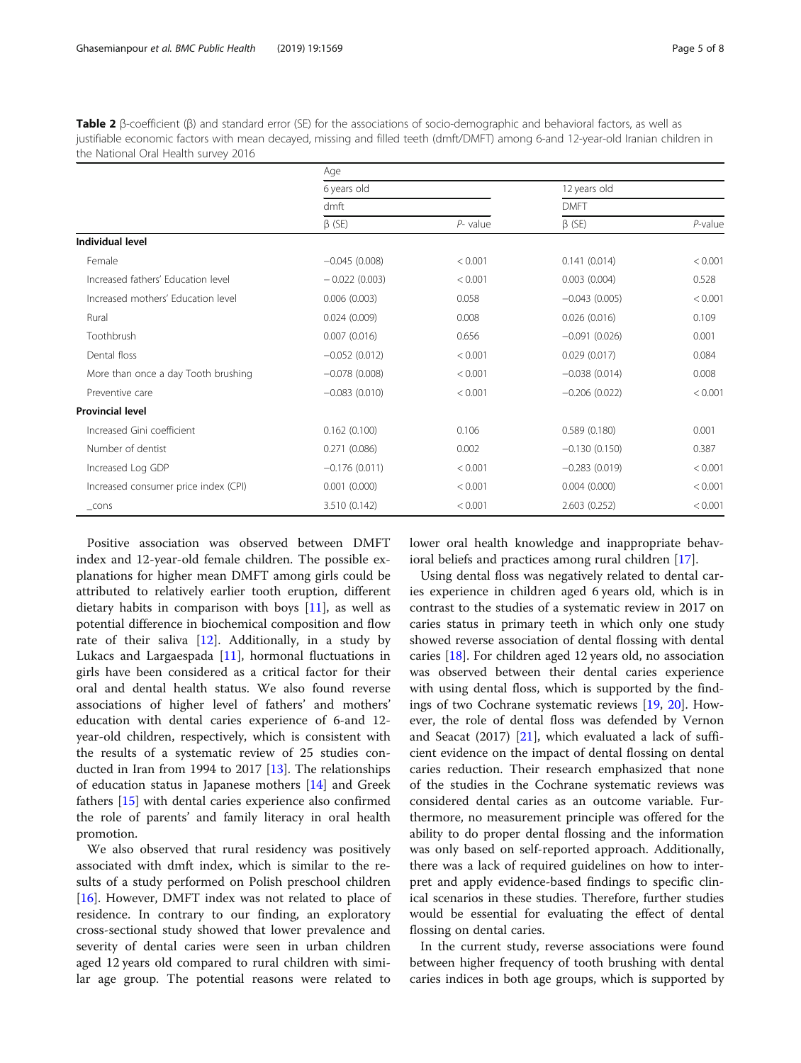**Table 2** β-coefficient (β) and standard error (SE) for the associations of socio-demographic and behavioral factors, as well as justifiable economic factors with mean decayed, missing and filled teeth (dmft/DMFT) among 6-and 12-year-old Iranian children in the National Oral Health survey 2016

| | Age | | | |
|---|---|---|---|---|
| | 6 years old | | 12 years old | |
| | dmft | | DMFT | |
| | β (SE) | *P*- value | β (SE) | *P*-value |
| **Individual level** | | | | |
| Female | −0.045 (0.008) | < 0.001 | 0.141 (0.014) | < 0.001 |
| Increased fathers' Education level | − 0.022 (0.003) | < 0.001 | 0.003 (0.004) | 0.528 |
| Increased mothers' Education level | 0.006 (0.003) | 0.058 | −0.043 (0.005) | < 0.001 |
| Rural | 0.024 (0.009) | 0.008 | 0.026 (0.016) | 0.109 |
| Toothbrush | 0.007 (0.016) | 0.656 | −0.091 (0.026) | 0.001 |
| Dental floss | −0.052 (0.012) | < 0.001 | 0.029 (0.017) | 0.084 |
| More than once a day Tooth brushing | −0.078 (0.008) | < 0.001 | −0.038 (0.014) | 0.008 |
| Preventive care | −0.083 (0.010) | < 0.001 | −0.206 (0.022) | < 0.001 |
| **Provincial level** | | | | |
| Increased Gini coefficient | 0.162 (0.100) | 0.106 | 0.589 (0.180) | 0.001 |
| Number of dentist | 0.271 (0.086) | 0.002 | −0.130 (0.150) | 0.387 |
| Increased Log GDP | −0.176 (0.011) | < 0.001 | −0.283 (0.019) | < 0.001 |
| Increased consumer price index (CPI) | 0.001 (0.000) | < 0.001 | 0.004 (0.000) | < 0.001 |
| _cons | 3.510 (0.142) | < 0.001 | 2.603 (0.252) | < 0.001 |

Positive association was observed between DMFT index and 12-year-old female children. The possible explanations for higher mean DMFT among girls could be attributed to relatively earlier tooth eruption, different dietary habits in comparison with boys [11], as well as potential difference in biochemical composition and flow rate of their saliva [12]. Additionally, in a study by Lukacs and Largaespada [11], hormonal fluctuations in girls have been considered as a critical factor for their oral and dental health status. We also found reverse associations of higher level of fathers' and mothers' education with dental caries experience of 6-and 12-year-old children, respectively, which is consistent with the results of a systematic review of 25 studies conducted in Iran from 1994 to 2017 [13]. The relationships of education status in Japanese mothers [14] and Greek fathers [15] with dental caries experience also confirmed the role of parents' and family literacy in oral health promotion.

We also observed that rural residency was positively associated with dmft index, which is similar to the results of a study performed on Polish preschool children [16]. However, DMFT index was not related to place of residence. In contrary to our finding, an exploratory cross-sectional study showed that lower prevalence and severity of dental caries were seen in urban children aged 12 years old compared to rural children with similar age group. The potential reasons were related to lower oral health knowledge and inappropriate behavioral beliefs and practices among rural children [17].

Using dental floss was negatively related to dental caries experience in children aged 6 years old, which is in contrast to the studies of a systematic review in 2017 on caries status in primary teeth in which only one study showed reverse association of dental flossing with dental caries [18]. For children aged 12 years old, no association was observed between their dental caries experience with using dental floss, which is supported by the findings of two Cochrane systematic reviews [19, 20]. However, the role of dental floss was defended by Vernon and Seacat (2017) [21], which evaluated a lack of sufficient evidence on the impact of dental flossing on dental caries reduction. Their research emphasized that none of the studies in the Cochrane systematic reviews was considered dental caries as an outcome variable. Furthermore, no measurement principle was offered for the ability to do proper dental flossing and the information was only based on self-reported approach. Additionally, there was a lack of required guidelines on how to interpret and apply evidence-based findings to specific clinical scenarios in these studies. Therefore, further studies would be essential for evaluating the effect of dental flossing on dental caries.

In the current study, reverse associations were found between higher frequency of tooth brushing with dental caries indices in both age groups, which is supported by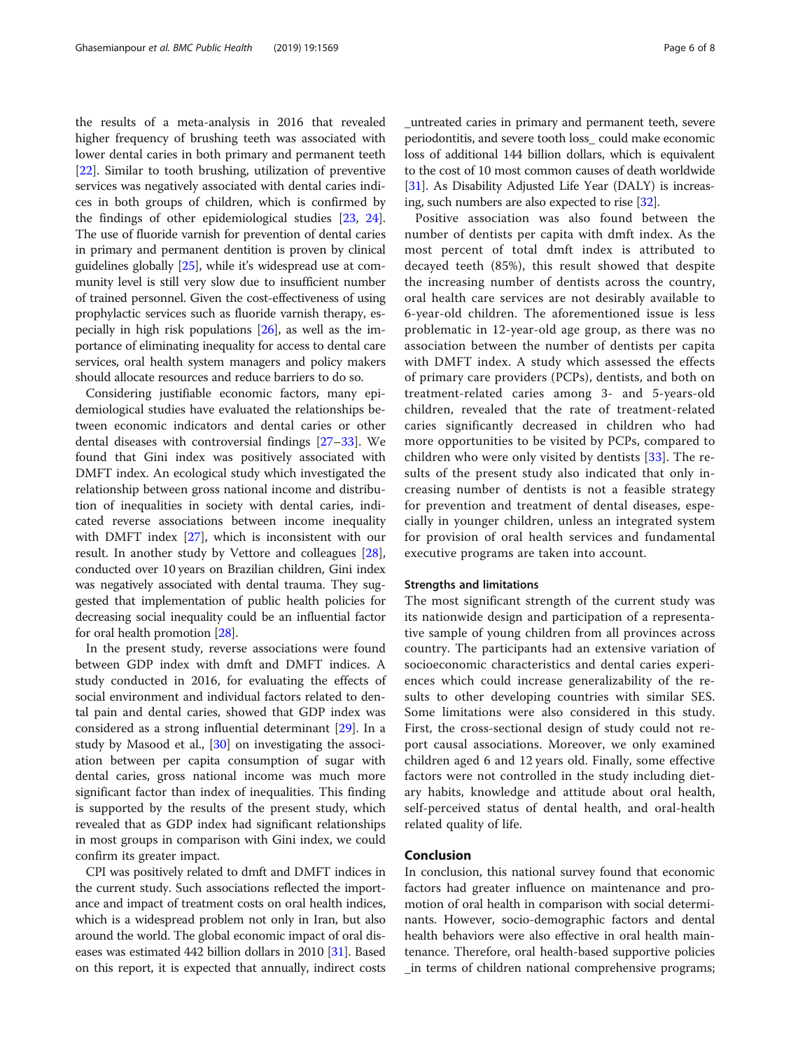the results of a meta-analysis in 2016 that revealed higher frequency of brushing teeth was associated with lower dental caries in both primary and permanent teeth [22]. Similar to tooth brushing, utilization of preventive services was negatively associated with dental caries indices in both groups of children, which is confirmed by the findings of other epidemiological studies [23, 24]. The use of fluoride varnish for prevention of dental caries in primary and permanent dentition is proven by clinical guidelines globally [25], while it's widespread use at community level is still very slow due to insufficient number of trained personnel. Given the cost-effectiveness of using prophylactic services such as fluoride varnish therapy, especially in high risk populations [26], as well as the importance of eliminating inequality for access to dental care services, oral health system managers and policy makers should allocate resources and reduce barriers to do so.

Considering justifiable economic factors, many epidemiological studies have evaluated the relationships between economic indicators and dental caries or other dental diseases with controversial findings [27–33]. We found that Gini index was positively associated with DMFT index. An ecological study which investigated the relationship between gross national income and distribution of inequalities in society with dental caries, indicated reverse associations between income inequality with DMFT index [27], which is inconsistent with our result. In another study by Vettore and colleagues [28], conducted over 10 years on Brazilian children, Gini index was negatively associated with dental trauma. They suggested that implementation of public health policies for decreasing social inequality could be an influential factor for oral health promotion [28].

In the present study, reverse associations were found between GDP index with dmft and DMFT indices. A study conducted in 2016, for evaluating the effects of social environment and individual factors related to dental pain and dental caries, showed that GDP index was considered as a strong influential determinant [29]. In a study by Masood et al., [30] on investigating the association between per capita consumption of sugar with dental caries, gross national income was much more significant factor than index of inequalities. This finding is supported by the results of the present study, which revealed that as GDP index had significant relationships in most groups in comparison with Gini index, we could confirm its greater impact.

CPI was positively related to dmft and DMFT indices in the current study. Such associations reflected the importance and impact of treatment costs on oral health indices, which is a widespread problem not only in Iran, but also around the world. The global economic impact of oral diseases was estimated 442 billion dollars in 2010 [31]. Based on this report, it is expected that annually, indirect costs _untreated caries in primary and permanent teeth, severe periodontitis, and severe tooth loss_ could make economic loss of additional 144 billion dollars, which is equivalent to the cost of 10 most common causes of death worldwide [31]. As Disability Adjusted Life Year (DALY) is increasing, such numbers are also expected to rise [32].

Positive association was also found between the number of dentists per capita with dmft index. As the most percent of total dmft index is attributed to decayed teeth (85%), this result showed that despite the increasing number of dentists across the country, oral health care services are not desirably available to 6-year-old children. The aforementioned issue is less problematic in 12-year-old age group, as there was no association between the number of dentists per capita with DMFT index. A study which assessed the effects of primary care providers (PCPs), dentists, and both on treatment-related caries among 3- and 5-years-old children, revealed that the rate of treatment-related caries significantly decreased in children who had more opportunities to be visited by PCPs, compared to children who were only visited by dentists [33]. The results of the present study also indicated that only increasing number of dentists is not a feasible strategy for prevention and treatment of dental diseases, especially in younger children, unless an integrated system for provision of oral health services and fundamental executive programs are taken into account.

### Strengths and limitations

The most significant strength of the current study was its nationwide design and participation of a representative sample of young children from all provinces across country. The participants had an extensive variation of socioeconomic characteristics and dental caries experiences which could increase generalizability of the results to other developing countries with similar SES. Some limitations were also considered in this study. First, the cross-sectional design of study could not report causal associations. Moreover, we only examined children aged 6 and 12 years old. Finally, some effective factors were not controlled in the study including dietary habits, knowledge and attitude about oral health, self-perceived status of dental health, and oral-health related quality of life.

## Conclusion

In conclusion, this national survey found that economic factors had greater influence on maintenance and promotion of oral health in comparison with social determinants. However, socio-demographic factors and dental health behaviors were also effective in oral health maintenance. Therefore, oral health-based supportive policies _in terms of children national comprehensive programs;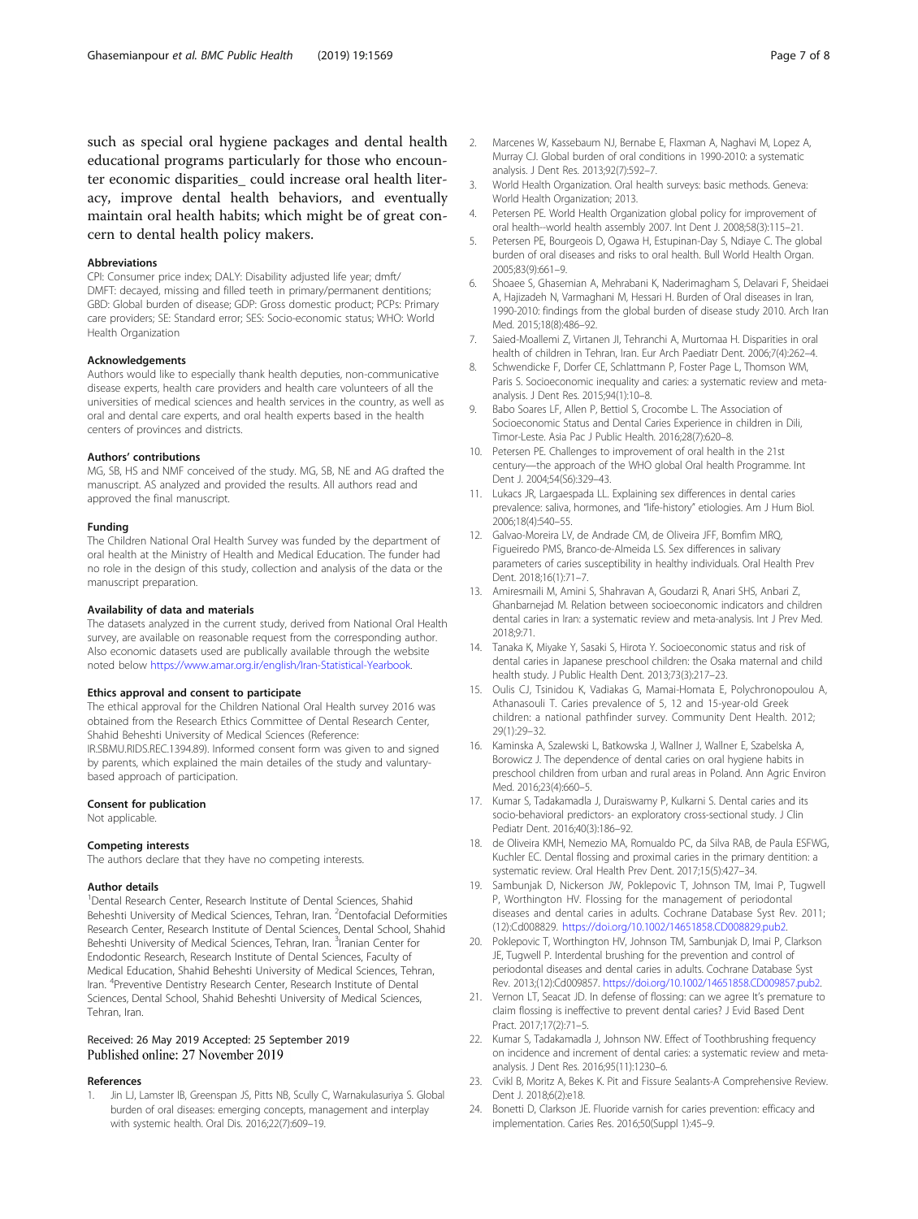such as special oral hygiene packages and dental health educational programs particularly for those who encounter economic disparities_ could increase oral health literacy, improve dental health behaviors, and eventually maintain oral health habits; which might be of great concern to dental health policy makers.

### Abbreviations

CPI: Consumer price index; DALY: Disability adjusted life year; dmft/DMFT: decayed, missing and filled teeth in primary/permanent dentitions; GBD: Global burden of disease; GDP: Gross domestic product; PCPs: Primary care providers; SE: Standard error; SES: Socio-economic status; WHO: World Health Organization

### Acknowledgements

Authors would like to especially thank health deputies, non-communicative disease experts, health care providers and health care volunteers of all the universities of medical sciences and health services in the country, as well as oral and dental care experts, and oral health experts based in the health centers of provinces and districts.

### Authors' contributions

MG, SB, HS and NMF conceived of the study. MG, SB, NE and AG drafted the manuscript. AS analyzed and provided the results. All authors read and approved the final manuscript.

### Funding

The Children National Oral Health Survey was funded by the department of oral health at the Ministry of Health and Medical Education. The funder had no role in the design of this study, collection and analysis of the data or the manuscript preparation.

### Availability of data and materials

The datasets analyzed in the current study, derived from National Oral Health survey, are available on reasonable request from the corresponding author. Also economic datasets used are publically available through the website noted below https://www.amar.org.ir/english/Iran-Statistical-Yearbook.

### Ethics approval and consent to participate

The ethical approval for the Children National Oral Health survey 2016 was obtained from the Research Ethics Committee of Dental Research Center, Shahid Beheshti University of Medical Sciences (Reference: IR.SBMU.RIDS.REC.1394.89). Informed consent form was given to and signed by parents, which explained the main detailes of the study and valuntary-based approach of participation.

### Consent for publication

Not applicable.

### Competing interests

The authors declare that they have no competing interests.

### Author details

[1]Dental Research Center, Research Institute of Dental Sciences, Shahid Beheshti University of Medical Sciences, Tehran, Iran. [2]Dentofacial Deformities Research Center, Research Institute of Dental Sciences, Dental School, Shahid Beheshti University of Medical Sciences, Tehran, Iran. [3]Iranian Center for Endodontic Research, Research Institute of Dental Sciences, Faculty of Medical Education, Shahid Beheshti University of Medical Sciences, Tehran, Iran. [4]Preventive Dentistry Research Center, Research Institute of Dental Sciences, Dental School, Shahid Beheshti University of Medical Sciences, Tehran, Iran.

Received: 26 May 2019 Accepted: 25 September 2019
Published online: 27 November 2019

### References

1. Jin LJ, Lamster IB, Greenspan JS, Pitts NB, Scully C, Warnakulasuriya S. Global burden of oral diseases: emerging concepts, management and interplay with systemic health. Oral Dis. 2016;22(7):609–19.
2. Marcenes W, Kassebaum NJ, Bernabe E, Flaxman A, Naghavi M, Lopez A, Murray CJ. Global burden of oral conditions in 1990-2010: a systematic analysis. J Dent Res. 2013;92(7):592–7.
3. World Health Organization. Oral health surveys: basic methods. Geneva: World Health Organization; 2013.
4. Petersen PE. World Health Organization global policy for improvement of oral health--world health assembly 2007. Int Dent J. 2008;58(3):115–21.
5. Petersen PE, Bourgeois D, Ogawa H, Estupinan-Day S, Ndiaye C. The global burden of oral diseases and risks to oral health. Bull World Health Organ. 2005;83(9):661–9.
6. Shoaee S, Ghasemian A, Mehrabani K, Naderimagham S, Delavari F, Sheidaei A, Hajizadeh N, Varmaghani M, Hessari H. Burden of Oral diseases in Iran, 1990-2010: findings from the global burden of disease study 2010. Arch Iran Med. 2015;18(8):486–92.
7. Saied-Moallemi Z, Virtanen JI, Tehranchi A, Murtomaa H. Disparities in oral health of children in Tehran, Iran. Eur Arch Paediatr Dent. 2006;7(4):262–4.
8. Schwendicke F, Dorfer CE, Schlattmann P, Foster Page L, Thomson WM, Paris S. Socioeconomic inequality and caries: a systematic review and meta-analysis. J Dent Res. 2015;94(1):10–8.
9. Babo Soares LF, Allen P, Bettiol S, Crocombe L. The Association of Socioeconomic Status and Dental Caries Experience in children in Dili, Timor-Leste. Asia Pac J Public Health. 2016;28(7):620–8.
10. Petersen PE. Challenges to improvement of oral health in the 21st century—the approach of the WHO global Oral health Programme. Int Dent J. 2004;54(S6):329–43.
11. Lukacs JR, Largaespada LL. Explaining sex differences in dental caries prevalence: saliva, hormones, and "life-history" etiologies. Am J Hum Biol. 2006;18(4):540–55.
12. Galvao-Moreira LV, de Andrade CM, de Oliveira JFF, Bomfim MRQ, Figueiredo PMS, Branco-de-Almeida LS. Sex differences in salivary parameters of caries susceptibility in healthy individuals. Oral Health Prev Dent. 2018;16(1):71–7.
13. Amiresmaili M, Amini S, Shahravan A, Goudarzi R, Anari SHS, Anbari Z, Ghanbarnejad M. Relation between socioeconomic indicators and children dental caries in Iran: a systematic review and meta-analysis. Int J Prev Med. 2018;9:71.
14. Tanaka K, Miyake Y, Sasaki S, Hirota Y. Socioeconomic status and risk of dental caries in Japanese preschool children: the Osaka maternal and child health study. J Public Health Dent. 2013;73(3):217–23.
15. Oulis CJ, Tsinidou K, Vadiakas G, Mamai-Homata E, Polychronopoulou A, Athanasouli T. Caries prevalence of 5, 12 and 15-year-old Greek children: a national pathfinder survey. Community Dent Health. 2012; 29(1):29–32.
16. Kaminska A, Szalewski L, Batkowska J, Wallner J, Wallner E, Szabelska A, Borowicz J. The dependence of dental caries on oral hygiene habits in preschool children from urban and rural areas in Poland. Ann Agric Environ Med. 2016;23(4):660–5.
17. Kumar S, Tadakamadla J, Duraiswamy P, Kulkarni S. Dental caries and its socio-behavioral predictors- an exploratory cross-sectional study. J Clin Pediatr Dent. 2016;40(3):186–92.
18. de Oliveira KMH, Nemezio MA, Romualdo PC, da Silva RAB, de Paula ESFWG, Kuchler EC. Dental flossing and proximal caries in the primary dentition: a systematic review. Oral Health Prev Dent. 2017;15(5):427–34.
19. Sambunjak D, Nickerson JW, Poklepovic T, Johnson TM, Imai P, Tugwell P, Worthington HV. Flossing for the management of periodontal diseases and dental caries in adults. Cochrane Database Syst Rev. 2011;(12):Cd008829. https://doi.org/10.1002/14651858.CD008829.pub2.
20. Poklepovic T, Worthington HV, Johnson TM, Sambunjak D, Imai P, Clarkson JE, Tugwell P. Interdental brushing for the prevention and control of periodontal diseases and dental caries in adults. Cochrane Database Syst Rev. 2013;(12):Cd009857. https://doi.org/10.1002/14651858.CD009857.pub2.
21. Vernon LT, Seacat JD. In defense of flossing: can we agree It's premature to claim flossing is ineffective to prevent dental caries? J Evid Based Dent Pract. 2017;17(2):71–5.
22. Kumar S, Tadakamadla J, Johnson NW. Effect of Toothbrushing frequency on incidence and increment of dental caries: a systematic review and meta-analysis. J Dent Res. 2016;95(11):1230–6.
23. Cvikl B, Moritz A, Bekes K. Pit and Fissure Sealants-A Comprehensive Review. Dent J. 2018;6(2):e18.
24. Bonetti D, Clarkson JE. Fluoride varnish for caries prevention: efficacy and implementation. Caries Res. 2016;50(Suppl 1):45–9.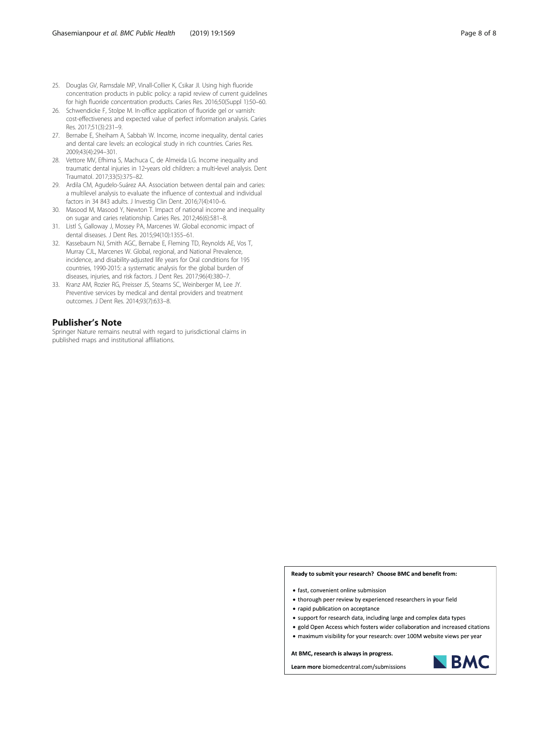25. Douglas GV, Ramsdale MP, Vinall-Collier K, Csikar JI. Using high fluoride concentration products in public policy: a rapid review of current guidelines for high fluoride concentration products. Caries Res. 2016;50(Suppl 1):50–60.
26. Schwendicke F, Stolpe M. In-office application of fluoride gel or varnish: cost-effectiveness and expected value of perfect information analysis. Caries Res. 2017;51(3):231–9.
27. Bernabe E, Sheiham A, Sabbah W. Income, income inequality, dental caries and dental care levels: an ecological study in rich countries. Caries Res. 2009;43(4):294–301.
28. Vettore MV, Efhima S, Machuca C, de Almeida LG. Income inequality and traumatic dental injuries in 12-years old children: a multi-level analysis. Dent Traumatol. 2017;33(5):375–82.
29. Ardila CM, Agudelo-Suárez AA. Association between dental pain and caries: a multilevel analysis to evaluate the influence of contextual and individual factors in 34 843 adults. J Investig Clin Dent. 2016;7(4):410–6.
30. Masood M, Masood Y, Newton T. Impact of national income and inequality on sugar and caries relationship. Caries Res. 2012;46(6):581–8.
31. Listl S, Galloway J, Mossey PA, Marcenes W. Global economic impact of dental diseases. J Dent Res. 2015;94(10):1355–61.
32. Kassebaum NJ, Smith AGC, Bernabe E, Fleming TD, Reynolds AE, Vos T, Murray CJL, Marcenes W. Global, regional, and National Prevalence, incidence, and disability-adjusted life years for Oral conditions for 195 countries, 1990-2015: a systematic analysis for the global burden of diseases, injuries, and risk factors. J Dent Res. 2017;96(4):380–7.
33. Kranz AM, Rozier RG, Preisser JS, Stearns SC, Weinberger M, Lee JY. Preventive services by medical and dental providers and treatment outcomes. J Dent Res. 2014;93(7):633–8.

## Publisher's Note

Springer Nature remains neutral with regard to jurisdictional claims in published maps and institutional affiliations.

**Ready to submit your research? Choose BMC and benefit from:**

- fast, convenient online submission
- thorough peer review by experienced researchers in your field
- rapid publication on acceptance
- support for research data, including large and complex data types
- gold Open Access which fosters wider collaboration and increased citations
- maximum visibility for your research: over 100M website views per year

**At BMC, research is always in progress.**

**Learn more** biomedcentral.com/submissions